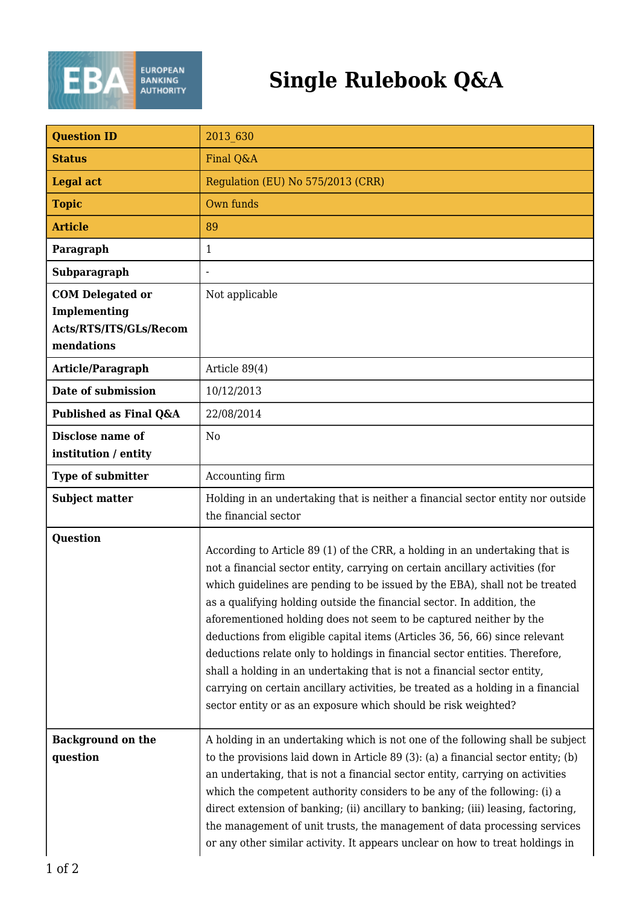# Single Rulebook Q&A

| Question ID | 2013_630 |
| --- | --- |
| Status | Final Q&A |
| Legal act | Regulation (EU) No 575/2013 (CRR) |
| Topic | Own funds |
| Article | 89 |
| Paragraph | 1 |
| Subparagraph | - |
| COM Delegated or Implementing Acts/RTS/ITS/GLs/Recommendations | Not applicable |
| Article/Paragraph | Article 89(4) |
| Date of submission | 10/12/2013 |
| Published as Final Q&A | 22/08/2014 |
| Disclose name of institution / entity | No |
| Type of submitter | Accounting firm |
| Subject matter | Holding in an undertaking that is neither a financial sector entity nor outside the financial sector |
| Question | According to Article 89 (1) of the CRR, a holding in an undertaking that is not a financial sector entity, carrying on certain ancillary activities (for which guidelines are pending to be issued by the EBA), shall not be treated as a qualifying holding outside the financial sector. In addition, the aforementioned holding does not seem to be captured neither by the deductions from eligible capital items (Articles 36, 56, 66) since relevant deductions relate only to holdings in financial sector entities. Therefore, shall a holding in an undertaking that is not a financial sector entity, carrying on certain ancillary activities, be treated as a holding in a financial sector entity or as an exposure which should be risk weighted? |
| Background on the question | A holding in an undertaking which is not one of the following shall be subject to the provisions laid down in Article 89 (3): (a) a financial sector entity; (b) an undertaking, that is not a financial sector entity, carrying on activities which the competent authority considers to be any of the following: (i) a direct extension of banking; (ii) ancillary to banking; (iii) leasing, factoring, the management of unit trusts, the management of data processing services or any other similar activity. It appears unclear on how to treat holdings in |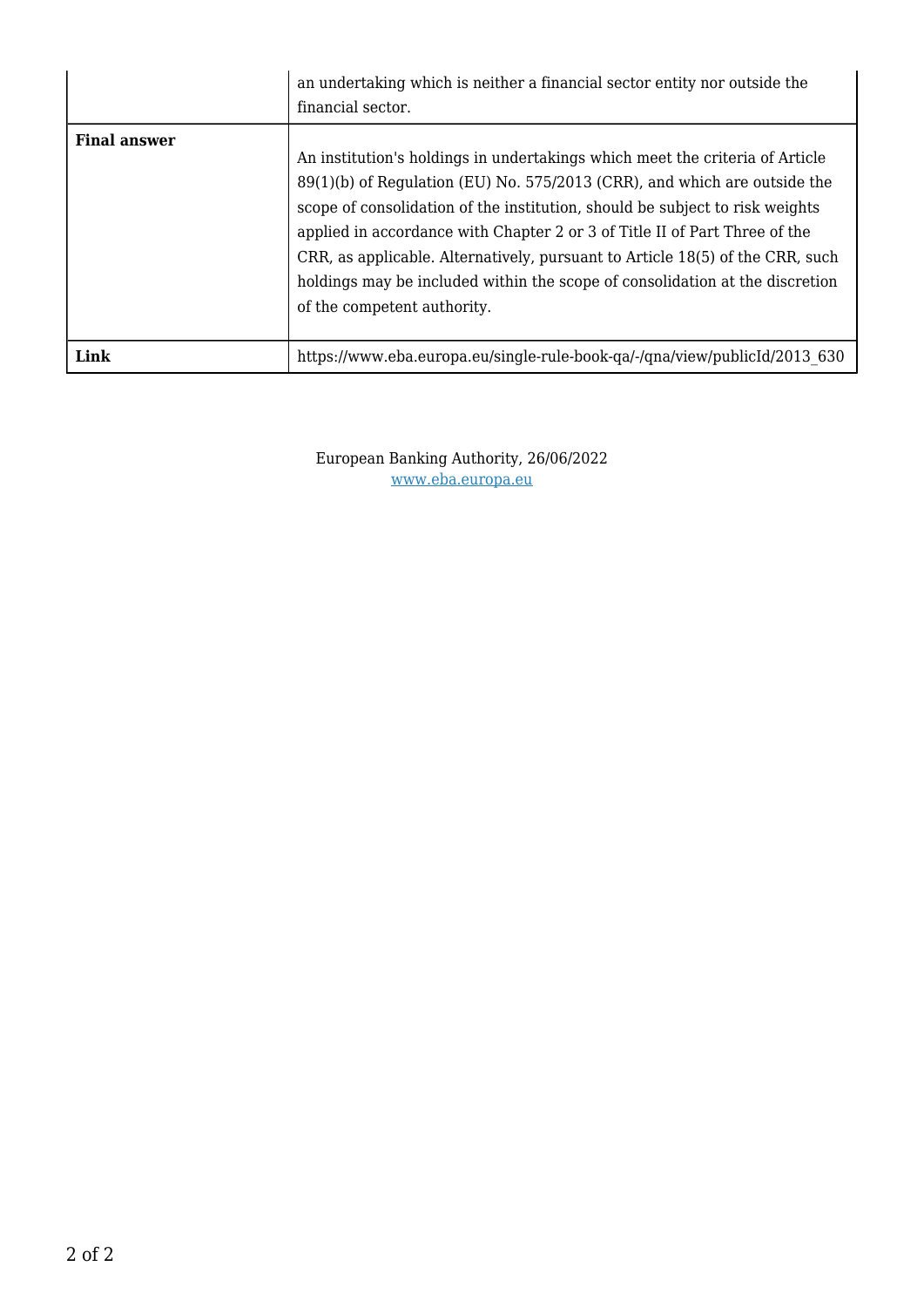| | |
|---|---|
| | an undertaking which is neither a financial sector entity nor outside the financial sector. |
| **Final answer** | An institution's holdings in undertakings which meet the criteria of Article 89(1)(b) of Regulation (EU) No. 575/2013 (CRR), and which are outside the scope of consolidation of the institution, should be subject to risk weights applied in accordance with Chapter 2 or 3 of Title II of Part Three of the CRR, as applicable. Alternatively, pursuant to Article 18(5) of the CRR, such holdings may be included within the scope of consolidation at the discretion of the competent authority. |
| **Link** | https://www.eba.europa.eu/single-rule-book-qa/-/qna/view/publicId/2013_630 |

European Banking Authority, 26/06/2022
www.eba.europa.eu